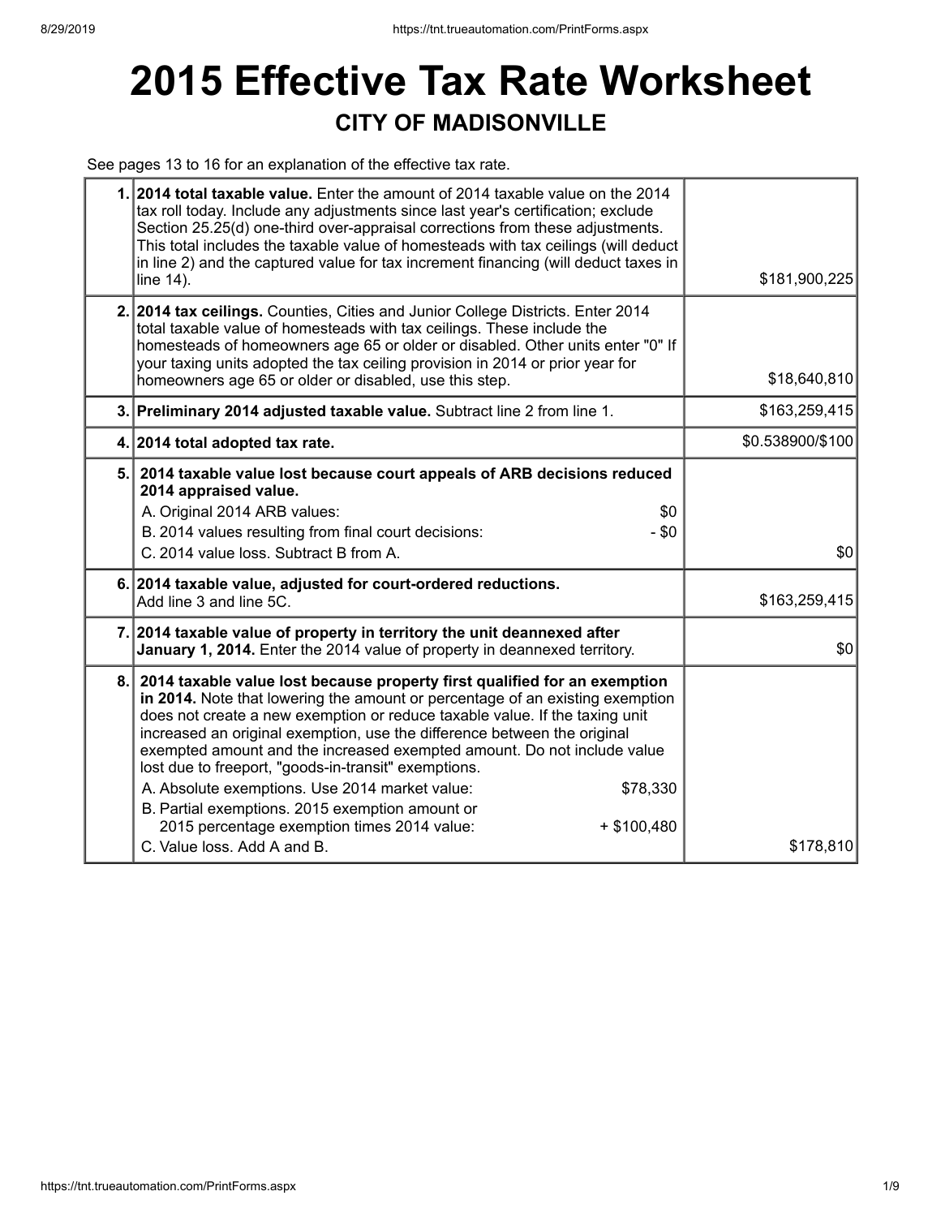# 2015 Effective Tax Rate Worksheet

## CITY OF MADISONVILLE

See pages 13 to 16 for an explanation of the effective tax rate.

| | | |
|---|---|---|
| 1. | **2014 total taxable value.** Enter the amount of 2014 taxable value on the 2014 tax roll today. Include any adjustments since last year's certification; exclude Section 25.25(d) one-third over-appraisal corrections from these adjustments. This total includes the taxable value of homesteads with tax ceilings (will deduct in line 2) and the captured value for tax increment financing (will deduct taxes in line 14). | $181,900,225 |
| 2. | **2014 tax ceilings.** Counties, Cities and Junior College Districts. Enter 2014 total taxable value of homesteads with tax ceilings. These include the homesteads of homeowners age 65 or older or disabled. Other units enter "0" If your taxing units adopted the tax ceiling provision in 2014 or prior year for homeowners age 65 or older or disabled, use this step. | $18,640,810 |
| 3. | **Preliminary 2014 adjusted taxable value.** Subtract line 2 from line 1. | $163,259,415 |
| 4. | **2014 total adopted tax rate.** | $0.538900/$100 |
| 5. | **2014 taxable value lost because court appeals of ARB decisions reduced 2014 appraised value.**<br>A. Original 2014 ARB values: $0<br>B. 2014 values resulting from final court decisions: - $0<br>C. 2014 value loss. Subtract B from A. | $0 |
| 6. | **2014 taxable value, adjusted for court-ordered reductions.** Add line 3 and line 5C. | $163,259,415 |
| 7. | **2014 taxable value of property in territory the unit deannexed after January 1, 2014.** Enter the 2014 value of property in deannexed territory. | $0 |
| 8. | **2014 taxable value lost because property first qualified for an exemption in 2014.** Note that lowering the amount or percentage of an existing exemption does not create a new exemption or reduce taxable value. If the taxing unit increased an original exemption, use the difference between the original exempted amount and the increased exempted amount. Do not include value lost due to freeport, "goods-in-transit" exemptions.<br>A. Absolute exemptions. Use 2014 market value: $78,330<br>B. Partial exemptions. 2015 exemption amount or 2015 percentage exemption times 2014 value: + $100,480<br>C. Value loss. Add A and B. | $178,810 |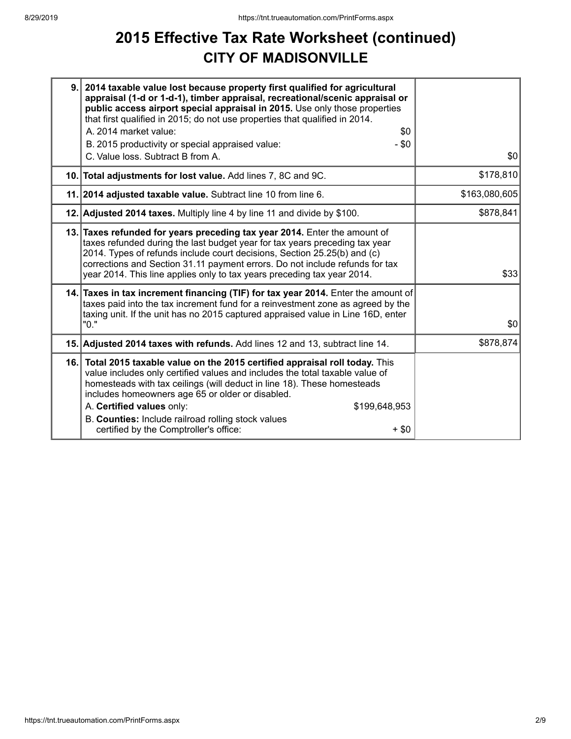# 2015 Effective Tax Rate Worksheet (continued)

## CITY OF MADISONVILLE

| | | |
|---|---|---|
| 9. | **2014 taxable value lost because property first qualified for agricultural appraisal (1-d or 1-d-1), timber appraisal, recreational/scenic appraisal or public access airport special appraisal in 2015.** Use only those properties that first qualified in 2015; do not use properties that qualified in 2014.<br>A. 2014 market value: $0<br>B. 2015 productivity or special appraised value: - $0<br>C. Value loss. Subtract B from A. | $0 |
| 10. | **Total adjustments for lost value.** Add lines 7, 8C and 9C. | $178,810 |
| 11. | **2014 adjusted taxable value.** Subtract line 10 from line 6. | $163,080,605 |
| 12. | **Adjusted 2014 taxes.** Multiply line 4 by line 11 and divide by $100. | $878,841 |
| 13. | **Taxes refunded for years preceding tax year 2014.** Enter the amount of taxes refunded during the last budget year for tax years preceding tax year 2014. Types of refunds include court decisions, Section 25.25(b) and (c) corrections and Section 31.11 payment errors. Do not include refunds for tax year 2014. This line applies only to tax years preceding tax year 2014. | $33 |
| 14. | **Taxes in tax increment financing (TIF) for tax year 2014.** Enter the amount of taxes paid into the tax increment fund for a reinvestment zone as agreed by the taxing unit. If the unit has no 2015 captured appraised value in Line 16D, enter "0." | $0 |
| 15. | **Adjusted 2014 taxes with refunds.** Add lines 12 and 13, subtract line 14. | $878,874 |
| 16. | **Total 2015 taxable value on the 2015 certified appraisal roll today.** This value includes only certified values and includes the total taxable value of homesteads with tax ceilings (will deduct in line 18). These homesteads includes homeowners age 65 or older or disabled.<br>A. **Certified values** only: $199,648,953<br>B. **Counties:** Include railroad rolling stock values certified by the Comptroller's office: + $0 | |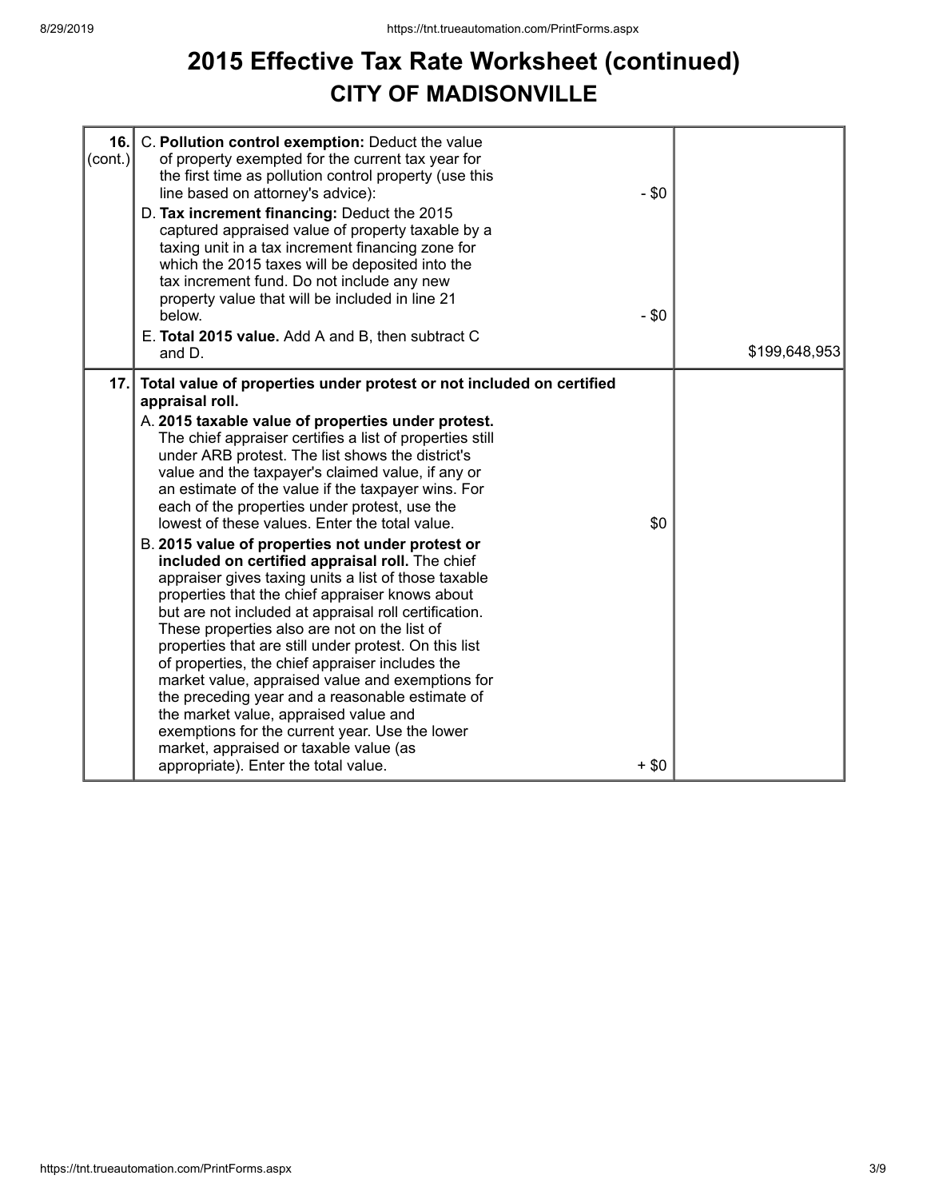# 2015 Effective Tax Rate Worksheet (continued)

## CITY OF MADISONVILLE

| Line | Description | Amount | Total |
|---|---|---|---|
| **16.** (cont.) | C. **Pollution control exemption:** Deduct the value of property exempted for the current tax year for the first time as pollution control property (use this line based on attorney's advice): | - $0 | |
| | D. **Tax increment financing:** Deduct the 2015 captured appraised value of property taxable by a taxing unit in a tax increment financing zone for which the 2015 taxes will be deposited into the tax increment fund. Do not include any new property value that will be included in line 21 below. | - $0 | |
| | E. **Total 2015 value.** Add A and B, then subtract C and D. | | $199,648,953 |
| **17.** | **Total value of properties under protest or not included on certified appraisal roll.** | | |
| | A. **2015 taxable value of properties under protest.** The chief appraiser certifies a list of properties still under ARB protest. The list shows the district's value and the taxpayer's claimed value, if any or an estimate of the value if the taxpayer wins. For each of the properties under protest, use the lowest of these values. Enter the total value. | $0 | |
| | B. **2015 value of properties not under protest or included on certified appraisal roll.** The chief appraiser gives taxing units a list of those taxable properties that the chief appraiser knows about but are not included at appraisal roll certification. These properties also are not on the list of properties that are still under protest. On this list of properties, the chief appraiser includes the market value, appraised value and exemptions for the preceding year and a reasonable estimate of the market value, appraised value and exemptions for the current year. Use the lower market, appraised or taxable value (as appropriate). Enter the total value. | + $0 | |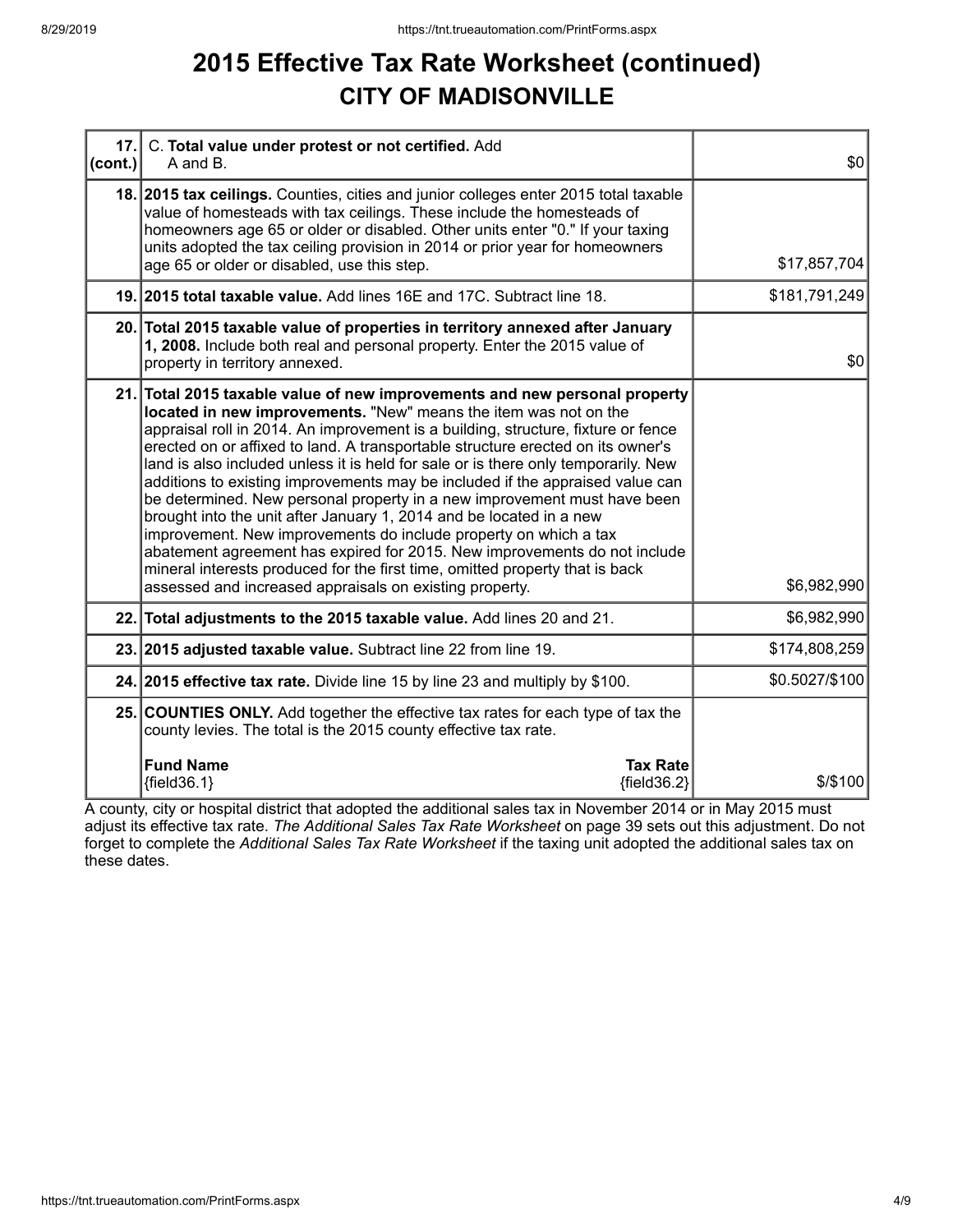# 2015 Effective Tax Rate Worksheet (continued)

## CITY OF MADISONVILLE

| | | |
|---|---|---|
| **17. (cont.)** | C. **Total value under protest or not certified.** Add A and B. | $0 |
| **18.** | **2015 tax ceilings.** Counties, cities and junior colleges enter 2015 total taxable value of homesteads with tax ceilings. These include the homesteads of homeowners age 65 or older or disabled. Other units enter "0." If your taxing units adopted the tax ceiling provision in 2014 or prior year for homeowners age 65 or older or disabled, use this step. | $17,857,704 |
| **19.** | **2015 total taxable value.** Add lines 16E and 17C. Subtract line 18. | $181,791,249 |
| **20.** | **Total 2015 taxable value of properties in territory annexed after January 1, 2008.** Include both real and personal property. Enter the 2015 value of property in territory annexed. | $0 |
| **21.** | **Total 2015 taxable value of new improvements and new personal property located in new improvements.** "New" means the item was not on the appraisal roll in 2014. An improvement is a building, structure, fixture or fence erected on or affixed to land. A transportable structure erected on its owner's land is also included unless it is held for sale or is there only temporarily. New additions to existing improvements may be included if the appraised value can be determined. New personal property in a new improvement must have been brought into the unit after January 1, 2014 and be located in a new improvement. New improvements do include property on which a tax abatement agreement has expired for 2015. New improvements do not include mineral interests produced for the first time, omitted property that is back assessed and increased appraisals on existing property. | $6,982,990 |
| **22.** | **Total adjustments to the 2015 taxable value.** Add lines 20 and 21. | $6,982,990 |
| **23.** | **2015 adjusted taxable value.** Subtract line 22 from line 19. | $174,808,259 |
| **24.** | **2015 effective tax rate.** Divide line 15 by line 23 and multiply by $100. | $0.5027/$100 |
| **25.** | **COUNTIES ONLY.** Add together the effective tax rates for each type of tax the county levies. The total is the 2015 county effective tax rate.<br><br>**Fund Name** {field36.1} — **Tax Rate** {field36.2} | $/$100 |

A county, city or hospital district that adopted the additional sales tax in November 2014 or in May 2015 must adjust its effective tax rate. *The Additional Sales Tax Rate Worksheet* on page 39 sets out this adjustment. Do not forget to complete the *Additional Sales Tax Rate Worksheet* if the taxing unit adopted the additional sales tax on these dates.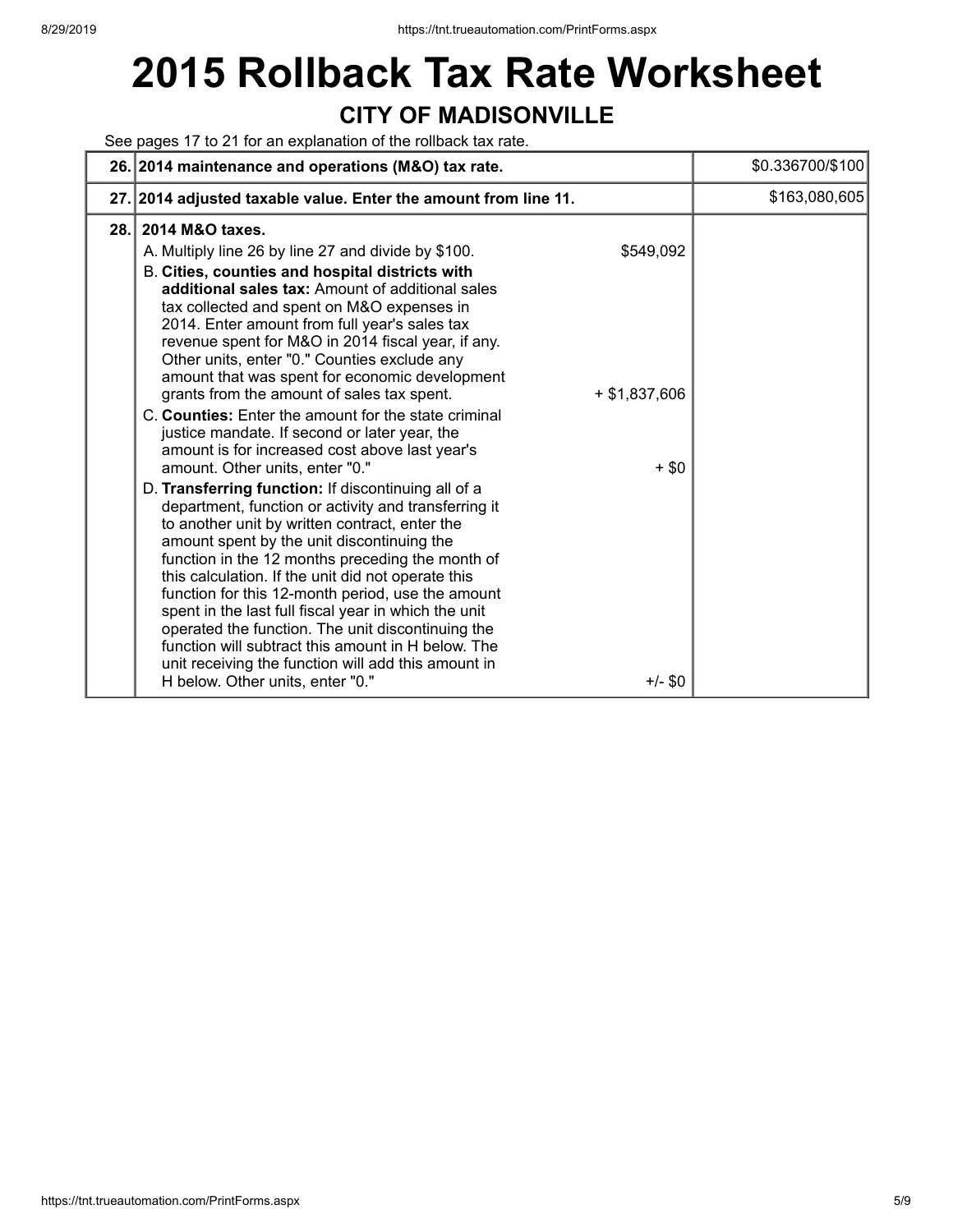# 2015 Rollback Tax Rate Worksheet

## CITY OF MADISONVILLE

See pages 17 to 21 for an explanation of the rollback tax rate.

| | | | |
|---|---|---|---|
| 26. | **2014 maintenance and operations (M&O) tax rate.** | | $0.336700/$100 |
| 27. | **2014 adjusted taxable value. Enter the amount from line 11.** | | $163,080,605 |
| 28. | **2014 M&O taxes.** | | |
| | A. Multiply line 26 by line 27 and divide by $100. | $549,092 | |
| | B. **Cities, counties and hospital districts with additional sales tax:** Amount of additional sales tax collected and spent on M&O expenses in 2014. Enter amount from full year's sales tax revenue spent for M&O in 2014 fiscal year, if any. Other units, enter "0." Counties exclude any amount that was spent for economic development grants from the amount of sales tax spent. | + $1,837,606 | |
| | C. **Counties:** Enter the amount for the state criminal justice mandate. If second or later year, the amount is for increased cost above last year's amount. Other units, enter "0." | + $0 | |
| | D. **Transferring function:** If discontinuing all of a department, function or activity and transferring it to another unit by written contract, enter the amount spent by the unit discontinuing the function in the 12 months preceding the month of this calculation. If the unit did not operate this function for this 12-month period, use the amount spent in the last full fiscal year in which the unit operated the function. The unit discontinuing the function will subtract this amount in H below. The unit receiving the function will add this amount in H below. Other units, enter "0." | +/- $0 | |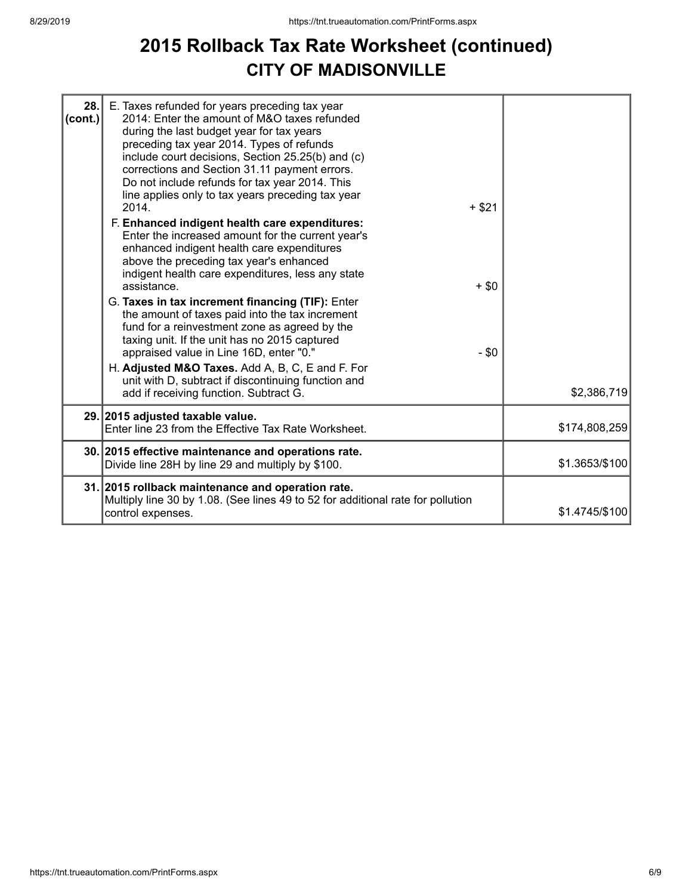# 2015 Rollback Tax Rate Worksheet (continued)

## CITY OF MADISONVILLE

| Line | Description | Amount | Total |
|---|---|---|---|
| 28. (cont.) | E. Taxes refunded for years preceding tax year 2014: Enter the amount of M&O taxes refunded during the last budget year for tax years preceding tax year 2014. Types of refunds include court decisions, Section 25.25(b) and (c) corrections and Section 31.11 payment errors. Do not include refunds for tax year 2014. This line applies only to tax years preceding tax year 2014. | + $21 | |
| | F. **Enhanced indigent health care expenditures:** Enter the increased amount for the current year's enhanced indigent health care expenditures above the preceding tax year's enhanced indigent health care expenditures, less any state assistance. | + $0 | |
| | G. **Taxes in tax increment financing (TIF):** Enter the amount of taxes paid into the tax increment fund for a reinvestment zone as agreed by the taxing unit. If the unit has no 2015 captured appraised value in Line 16D, enter "0." | - $0 | |
| | H. **Adjusted M&O Taxes.** Add A, B, C, E and F. For unit with D, subtract if discontinuing function and add if receiving function. Subtract G. | | $2,386,719 |
| 29. | **2015 adjusted taxable value.** Enter line 23 from the Effective Tax Rate Worksheet. | | $174,808,259 |
| 30. | **2015 effective maintenance and operations rate.** Divide line 28H by line 29 and multiply by $100. | | $1.3653/$100 |
| 31. | **2015 rollback maintenance and operation rate.** Multiply line 30 by 1.08. (See lines 49 to 52 for additional rate for pollution control expenses. | | $1.4745/$100 |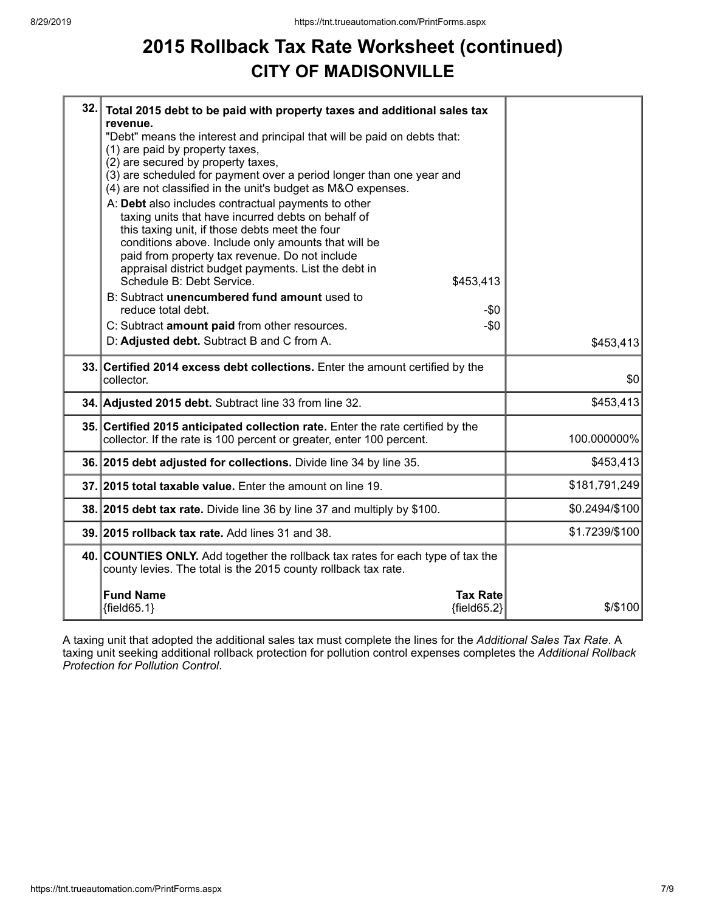# 2015 Rollback Tax Rate Worksheet (continued)

## CITY OF MADISONVILLE

| Line | Description | Amount |
|---|---|---|
| 32. | **Total 2015 debt to be paid with property taxes and additional sales tax revenue.**<br>"Debt" means the interest and principal that will be paid on debts that:<br>(1) are paid by property taxes,<br>(2) are secured by property taxes,<br>(3) are scheduled for payment over a period longer than one year and<br>(4) are not classified in the unit's budget as M&O expenses.<br>A: **Debt** also includes contractual payments to other taxing units that have incurred debts on behalf of this taxing unit, if those debts meet the four conditions above. Include only amounts that will be paid from property tax revenue. Do not include appraisal district budget payments. List the debt in Schedule B: Debt Service. $453,413<br>B: Subtract **unencumbered fund amount** used to reduce total debt. -$0<br>C: Subtract **amount paid** from other resources. -$0<br>D: **Adjusted debt.** Subtract B and C from A. | $453,413 |
| 33. | **Certified 2014 excess debt collections.** Enter the amount certified by the collector. | $0 |
| 34. | **Adjusted 2015 debt.** Subtract line 33 from line 32. | $453,413 |
| 35. | **Certified 2015 anticipated collection rate.** Enter the rate certified by the collector. If the rate is 100 percent or greater, enter 100 percent. | 100.000000% |
| 36. | **2015 debt adjusted for collections.** Divide line 34 by line 35. | $453,413 |
| 37. | **2015 total taxable value.** Enter the amount on line 19. | $181,791,249 |
| 38. | **2015 debt tax rate.** Divide line 36 by line 37 and multiply by $100. | $0.2494/$100 |
| 39. | **2015 rollback tax rate.** Add lines 31 and 38. | $1.7239/$100 |
| 40. | **COUNTIES ONLY.** Add together the rollback tax rates for each type of tax the county levies. The total is the 2015 county rollback tax rate.<br>**Fund Name** / **Tax Rate**<br>{field65.1} / {field65.2} | $/$100 |

A taxing unit that adopted the additional sales tax must complete the lines for the *Additional Sales Tax Rate*. A taxing unit seeking additional rollback protection for pollution control expenses completes the *Additional Rollback Protection for Pollution Control*.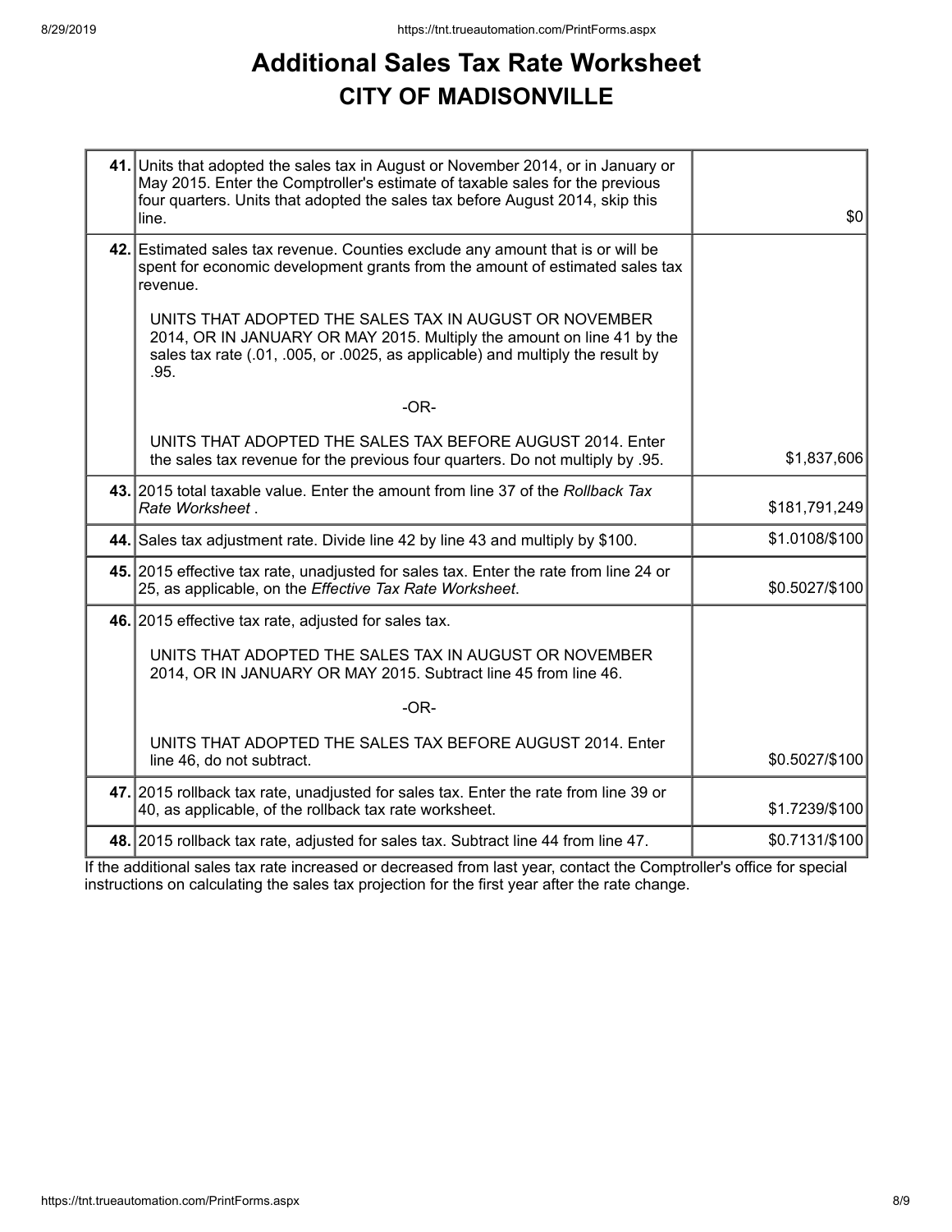# Additional Sales Tax Rate Worksheet
## CITY OF MADISONVILLE

| | | |
|---|---|---|
| **41.** | Units that adopted the sales tax in August or November 2014, or in January or May 2015. Enter the Comptroller's estimate of taxable sales for the previous four quarters. Units that adopted the sales tax before August 2014, skip this line. | $0 |
| **42.** | Estimated sales tax revenue. Counties exclude any amount that is or will be spent for economic development grants from the amount of estimated sales tax revenue.<br><br>UNITS THAT ADOPTED THE SALES TAX IN AUGUST OR NOVEMBER 2014, OR IN JANUARY OR MAY 2015. Multiply the amount on line 41 by the sales tax rate (.01, .005, or .0025, as applicable) and multiply the result by .95.<br><br>-OR-<br><br>UNITS THAT ADOPTED THE SALES TAX BEFORE AUGUST 2014. Enter the sales tax revenue for the previous four quarters. Do not multiply by .95. | $1,837,606 |
| **43.** | 2015 total taxable value. Enter the amount from line 37 of the *Rollback Tax Rate Worksheet* . | $181,791,249 |
| **44.** | Sales tax adjustment rate. Divide line 42 by line 43 and multiply by $100. | $1.0108/$100 |
| **45.** | 2015 effective tax rate, unadjusted for sales tax. Enter the rate from line 24 or 25, as applicable, on the *Effective Tax Rate Worksheet*. | $0.5027/$100 |
| **46.** | 2015 effective tax rate, adjusted for sales tax.<br><br>UNITS THAT ADOPTED THE SALES TAX IN AUGUST OR NOVEMBER 2014, OR IN JANUARY OR MAY 2015. Subtract line 45 from line 46.<br><br>-OR-<br><br>UNITS THAT ADOPTED THE SALES TAX BEFORE AUGUST 2014. Enter line 46, do not subtract. | $0.5027/$100 |
| **47.** | 2015 rollback tax rate, unadjusted for sales tax. Enter the rate from line 39 or 40, as applicable, of the rollback tax rate worksheet. | $1.7239/$100 |
| **48.** | 2015 rollback tax rate, adjusted for sales tax. Subtract line 44 from line 47. | $0.7131/$100 |

If the additional sales tax rate increased or decreased from last year, contact the Comptroller's office for special instructions on calculating the sales tax projection for the first year after the rate change.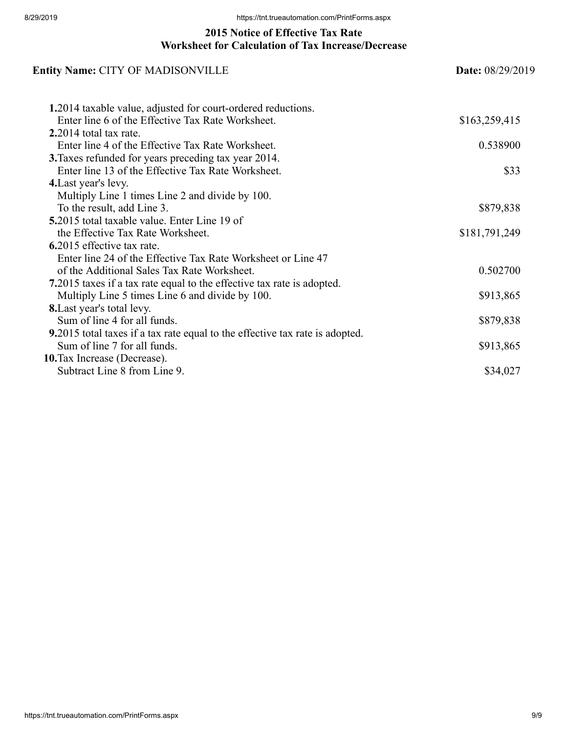# 2015 Notice of Effective Tax Rate
## Worksheet for Calculation of Tax Increase/Decrease

**Entity Name:** CITY OF MADISONVILLE **Date:** 08/29/2019

| | |
|---|---|
| **1.** 2014 taxable value, adjusted for court-ordered reductions. Enter line 6 of the Effective Tax Rate Worksheet. | $163,259,415 |
| **2.** 2014 total tax rate. Enter line 4 of the Effective Tax Rate Worksheet. | 0.538900 |
| **3.** Taxes refunded for years preceding tax year 2014. Enter line 13 of the Effective Tax Rate Worksheet. | $33 |
| **4.** Last year's levy. Multiply Line 1 times Line 2 and divide by 100. To the result, add Line 3. | $879,838 |
| **5.** 2015 total taxable value. Enter Line 19 of the Effective Tax Rate Worksheet. | $181,791,249 |
| **6.** 2015 effective tax rate. Enter line 24 of the Effective Tax Rate Worksheet or Line 47 of the Additional Sales Tax Rate Worksheet. | 0.502700 |
| **7.** 2015 taxes if a tax rate equal to the effective tax rate is adopted. Multiply Line 5 times Line 6 and divide by 100. | $913,865 |
| **8.** Last year's total levy. Sum of line 4 for all funds. | $879,838 |
| **9.** 2015 total taxes if a tax rate equal to the effective tax rate is adopted. Sum of line 7 for all funds. | $913,865 |
| **10.** Tax Increase (Decrease). Subtract Line 8 from Line 9. | $34,027 |